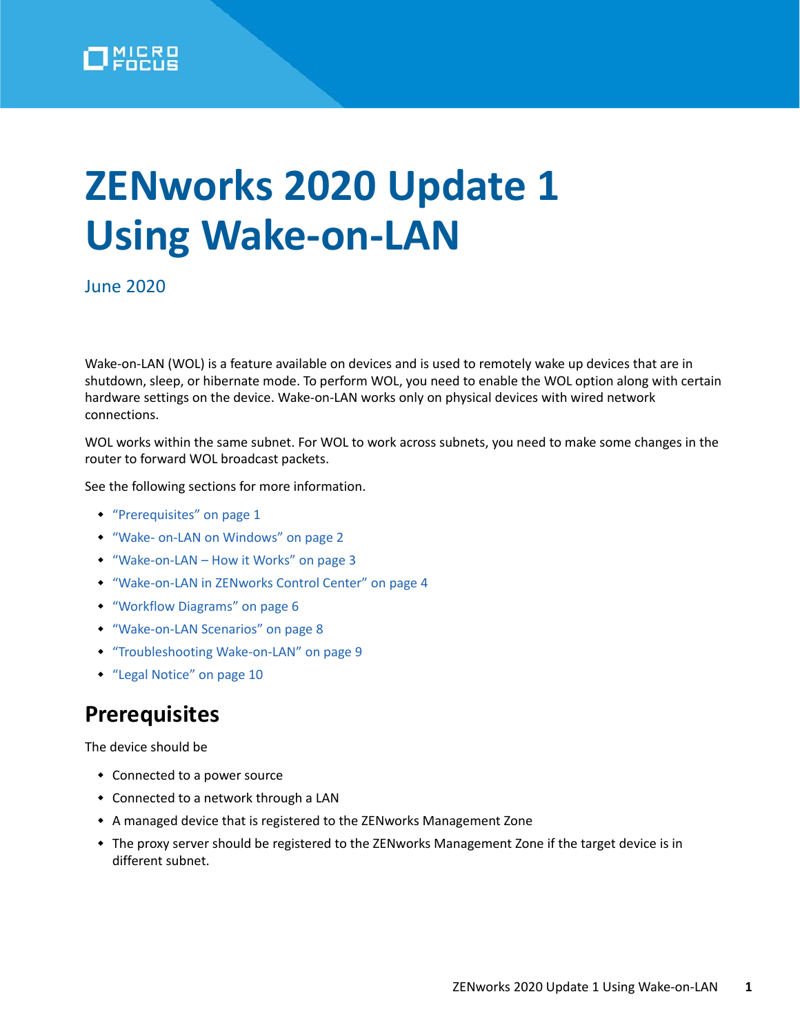# ZENworks 2020 Update 1 Using Wake-on-LAN

June 2020

Wake-on-LAN (WOL) is a feature available on devices and is used to remotely wake up devices that are in shutdown, sleep, or hibernate mode. To perform WOL, you need to enable the WOL option along with certain hardware settings on the device. Wake-on-LAN works only on physical devices with wired network connections.

WOL works within the same subnet. For WOL to work across subnets, you need to make some changes in the router to forward WOL broadcast packets.

See the following sections for more information.

- "Prerequisites" on page 1
- "Wake- on-LAN on Windows" on page 2
- "Wake-on-LAN – How it Works" on page 3
- "Wake-on-LAN in ZENworks Control Center" on page 4
- "Workflow Diagrams" on page 6
- "Wake-on-LAN Scenarios" on page 8
- "Troubleshooting Wake-on-LAN" on page 9
- "Legal Notice" on page 10

## Prerequisites

The device should be

- Connected to a power source
- Connected to a network through a LAN
- A managed device that is registered to the ZENworks Management Zone
- The proxy server should be registered to the ZENworks Management Zone if the target device is in different subnet.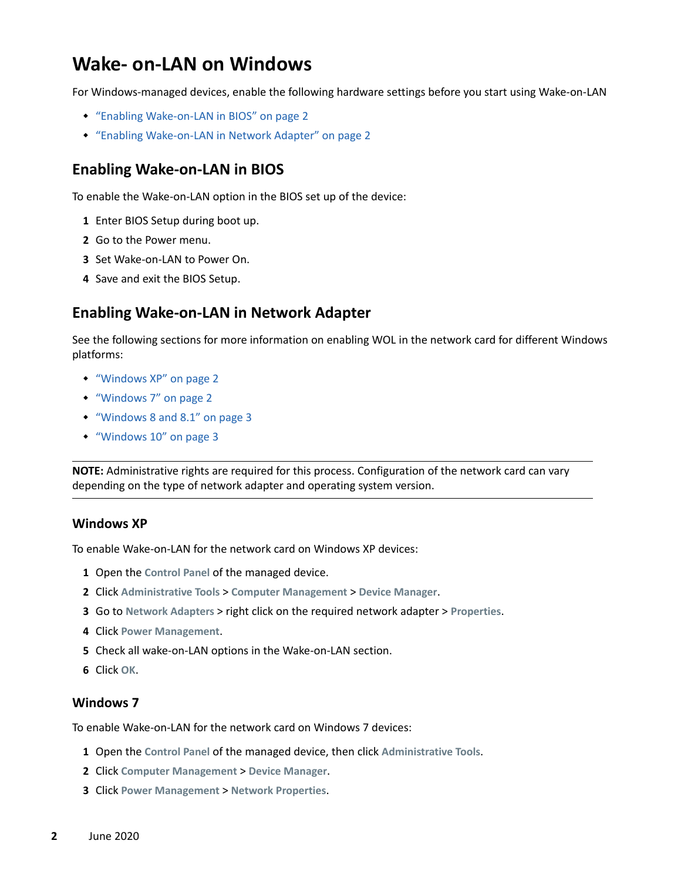# Wake- on-LAN on Windows

For Windows-managed devices, enable the following hardware settings before you start using Wake-on-LAN

- "Enabling Wake-on-LAN in BIOS" on page 2
- "Enabling Wake-on-LAN in Network Adapter" on page 2

## Enabling Wake-on-LAN in BIOS

To enable the Wake-on-LAN option in the BIOS set up of the device:

1. Enter BIOS Setup during boot up.
2. Go to the Power menu.
3. Set Wake-on-LAN to Power On.
4. Save and exit the BIOS Setup.

## Enabling Wake-on-LAN in Network Adapter

See the following sections for more information on enabling WOL in the network card for different Windows platforms:

- "Windows XP" on page 2
- "Windows 7" on page 2
- "Windows 8 and 8.1" on page 3
- "Windows 10" on page 3

---

**NOTE:** Administrative rights are required for this process. Configuration of the network card can vary depending on the type of network adapter and operating system version.

---

### Windows XP

To enable Wake-on-LAN for the network card on Windows XP devices:

1. Open the **Control Panel** of the managed device.
2. Click **Administrative Tools** > **Computer Management** > **Device Manager**.
3. Go to **Network Adapters** > right click on the required network adapter > **Properties**.
4. Click **Power Management**.
5. Check all wake-on-LAN options in the Wake-on-LAN section.
6. Click **OK**.

### Windows 7

To enable Wake-on-LAN for the network card on Windows 7 devices:

1. Open the **Control Panel** of the managed device, then click **Administrative Tools**.
2. Click **Computer Management** > **Device Manager**.
3. Click **Power Management** > **Network Properties**.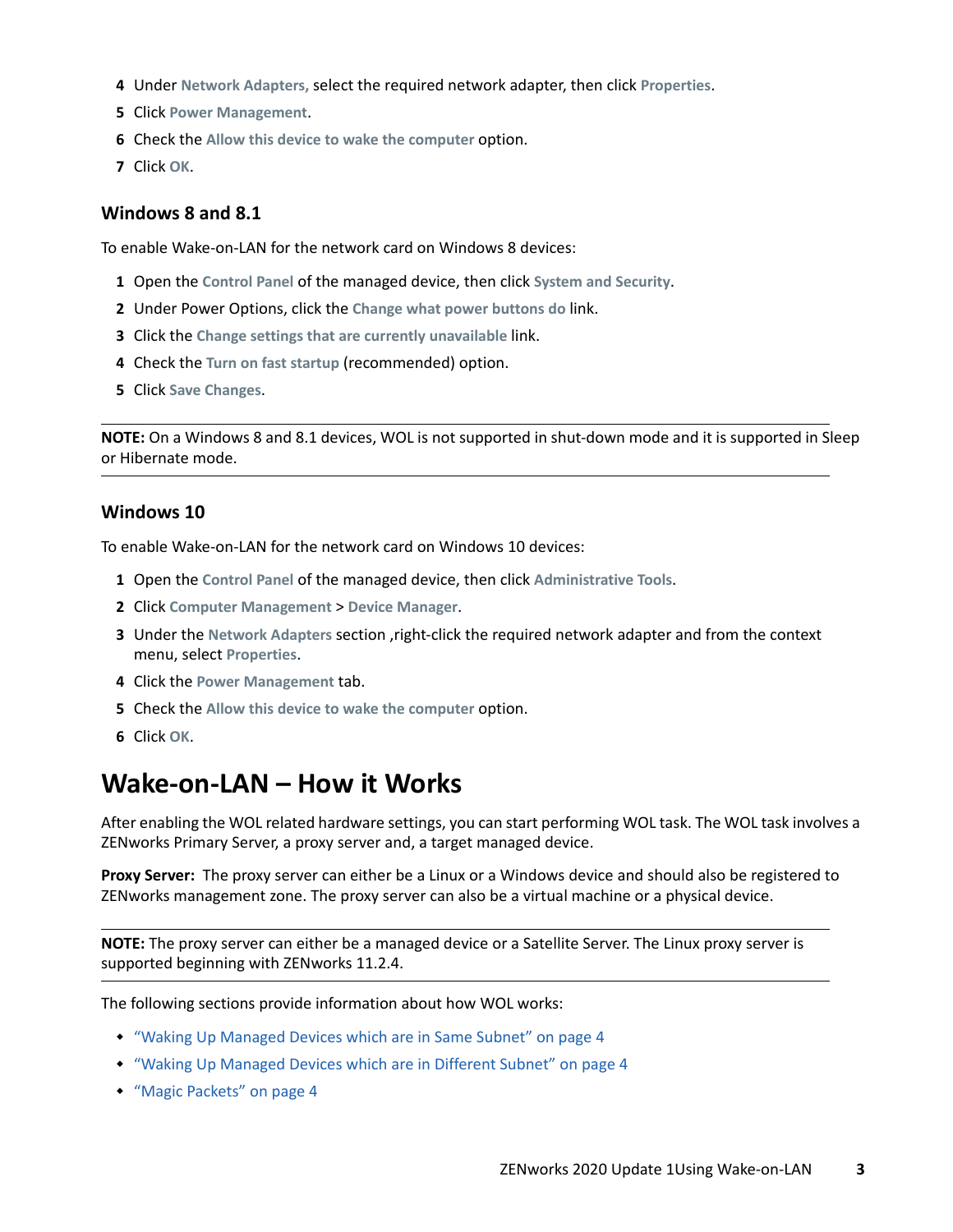4. Under **Network Adapters,** select the required network adapter, then click **Properties**.
5. Click **Power Management**.
6. Check the **Allow this device to wake the computer** option.
7. Click **OK**.

### Windows 8 and 8.1

To enable Wake-on-LAN for the network card on Windows 8 devices:

1. Open the **Control Panel** of the managed device, then click **System and Security**.
2. Under Power Options, click the **Change what power buttons do** link.
3. Click the **Change settings that are currently unavailable** link.
4. Check the **Turn on fast startup** (recommended) option.
5. Click **Save Changes**.

---

**NOTE:** On a Windows 8 and 8.1 devices, WOL is not supported in shut-down mode and it is supported in Sleep or Hibernate mode.

---

### Windows 10

To enable Wake-on-LAN for the network card on Windows 10 devices:

1. Open the **Control Panel** of the managed device, then click **Administrative Tools**.
2. Click **Computer Management** > **Device Manager**.
3. Under the **Network Adapters** section ,right-click the required network adapter and from the context menu, select **Properties**.
4. Click the **Power Management** tab.
5. Check the **Allow this device to wake the computer** option.
6. Click **OK**.

## Wake-on-LAN – How it Works

After enabling the WOL related hardware settings, you can start performing WOL task. The WOL task involves a ZENworks Primary Server, a proxy server and, a target managed device.

**Proxy Server:** The proxy server can either be a Linux or a Windows device and should also be registered to ZENworks management zone. The proxy server can also be a virtual machine or a physical device.

---

**NOTE:** The proxy server can either be a managed device or a Satellite Server. The Linux proxy server is supported beginning with ZENworks 11.2.4.

---

The following sections provide information about how WOL works:

- "Waking Up Managed Devices which are in Same Subnet" on page 4
- "Waking Up Managed Devices which are in Different Subnet" on page 4
- "Magic Packets" on page 4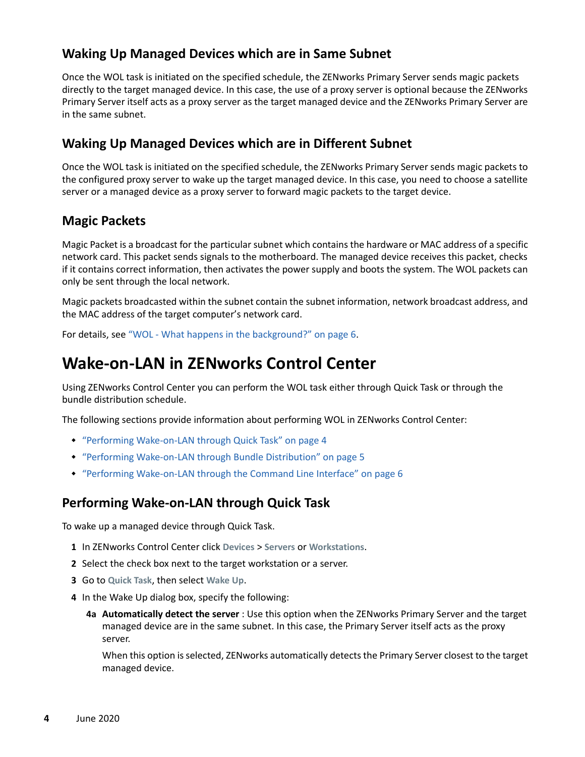### Waking Up Managed Devices which are in Same Subnet

Once the WOL task is initiated on the specified schedule, the ZENworks Primary Server sends magic packets directly to the target managed device. In this case, the use of a proxy server is optional because the ZENworks Primary Server itself acts as a proxy server as the target managed device and the ZENworks Primary Server are in the same subnet.

### Waking Up Managed Devices which are in Different Subnet

Once the WOL task is initiated on the specified schedule, the ZENworks Primary Server sends magic packets to the configured proxy server to wake up the target managed device. In this case, you need to choose a satellite server or a managed device as a proxy server to forward magic packets to the target device.

### Magic Packets

Magic Packet is a broadcast for the particular subnet which contains the hardware or MAC address of a specific network card. This packet sends signals to the motherboard. The managed device receives this packet, checks if it contains correct information, then activates the power supply and boots the system. The WOL packets can only be sent through the local network.

Magic packets broadcasted within the subnet contain the subnet information, network broadcast address, and the MAC address of the target computer's network card.

For details, see "WOL - What happens in the background?" on page 6.

## Wake-on-LAN in ZENworks Control Center

Using ZENworks Control Center you can perform the WOL task either through Quick Task or through the bundle distribution schedule.

The following sections provide information about performing WOL in ZENworks Control Center:

- "Performing Wake-on-LAN through Quick Task" on page 4
- "Performing Wake-on-LAN through Bundle Distribution" on page 5
- "Performing Wake-on-LAN through the Command Line Interface" on page 6

### Performing Wake-on-LAN through Quick Task

To wake up a managed device through Quick Task.

1. In ZENworks Control Center click **Devices** > **Servers** or **Workstations**.
2. Select the check box next to the target workstation or a server.
3. Go to **Quick Task**, then select **Wake Up**.
4. In the Wake Up dialog box, specify the following:

   **4a** **Automatically detect the server** : Use this option when the ZENworks Primary Server and the target managed device are in the same subnet. In this case, the Primary Server itself acts as the proxy server.

   When this option is selected, ZENworks automatically detects the Primary Server closest to the target managed device.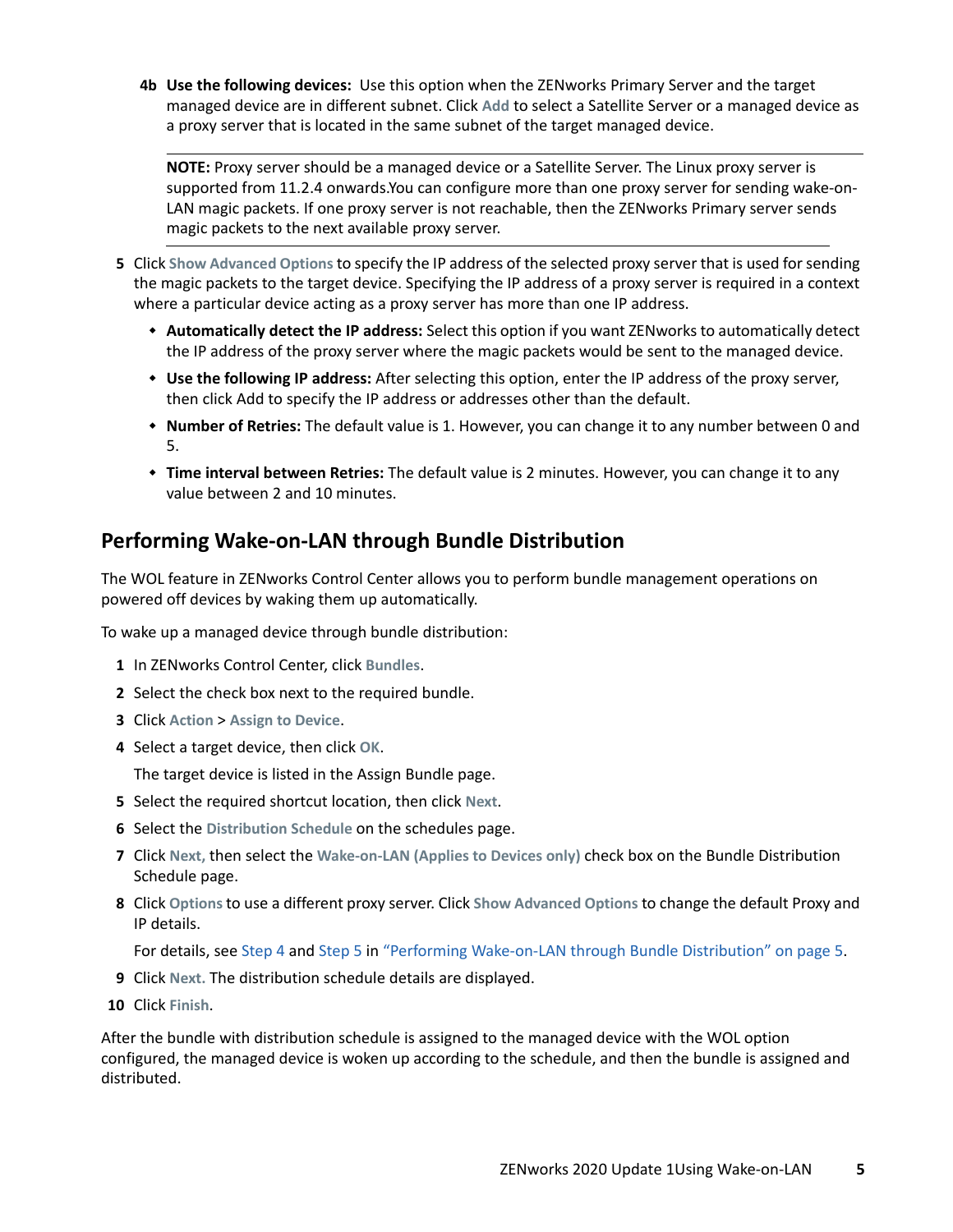4b **Use the following devices:** Use this option when the ZENworks Primary Server and the target managed device are in different subnet. Click **Add** to select a Satellite Server or a managed device as a proxy server that is located in the same subnet of the target managed device.

---

**NOTE:** Proxy server should be a managed device or a Satellite Server. The Linux proxy server is supported from 11.2.4 onwards.You can configure more than one proxy server for sending wake-on-LAN magic packets. If one proxy server is not reachable, then the ZENworks Primary server sends magic packets to the next available proxy server.

---

5. Click **Show Advanced Options** to specify the IP address of the selected proxy server that is used for sending the magic packets to the target device. Specifying the IP address of a proxy server is required in a context where a particular device acting as a proxy server has more than one IP address.
   - **Automatically detect the IP address:** Select this option if you want ZENworks to automatically detect the IP address of the proxy server where the magic packets would be sent to the managed device.
   - **Use the following IP address:** After selecting this option, enter the IP address of the proxy server, then click Add to specify the IP address or addresses other than the default.
   - **Number of Retries:** The default value is 1. However, you can change it to any number between 0 and 5.
   - **Time interval between Retries:** The default value is 2 minutes. However, you can change it to any value between 2 and 10 minutes.

## Performing Wake-on-LAN through Bundle Distribution

The WOL feature in ZENworks Control Center allows you to perform bundle management operations on powered off devices by waking them up automatically.

To wake up a managed device through bundle distribution:

1. In ZENworks Control Center, click **Bundles**.
2. Select the check box next to the required bundle.
3. Click **Action** > **Assign to Device**.
4. Select a target device, then click **OK**.

   The target device is listed in the Assign Bundle page.
5. Select the required shortcut location, then click **Next**.
6. Select the **Distribution Schedule** on the schedules page.
7. Click **Next,** then select the **Wake-on-LAN (Applies to Devices only)** check box on the Bundle Distribution Schedule page.
8. Click **Options** to use a different proxy server. Click **Show Advanced Options** to change the default Proxy and IP details.

   For details, see Step 4 and Step 5 in "Performing Wake-on-LAN through Bundle Distribution" on page 5.
9. Click **Next.** The distribution schedule details are displayed.
10. Click **Finish**.

After the bundle with distribution schedule is assigned to the managed device with the WOL option configured, the managed device is woken up according to the schedule, and then the bundle is assigned and distributed.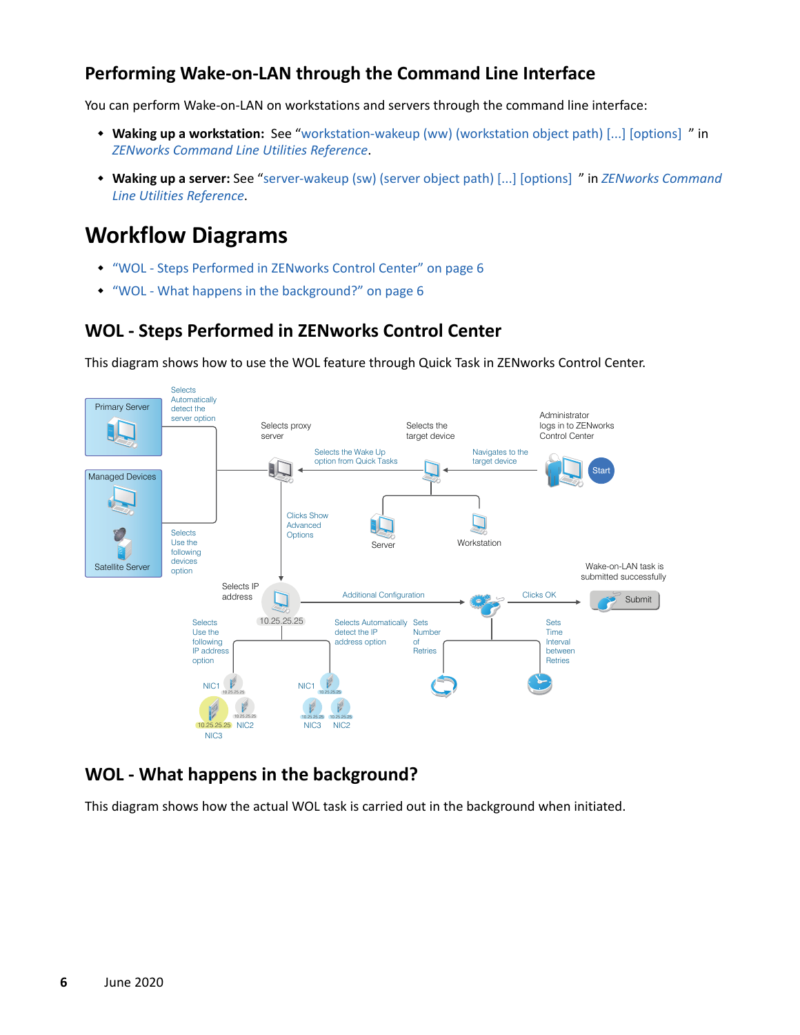## Performing Wake-on-LAN through the Command Line Interface

You can perform Wake-on-LAN on workstations and servers through the command line interface:

- **Waking up a workstation:** See "workstation-wakeup (ww) (workstation object path) [...] [options] " in *ZENworks Command Line Utilities Reference*.
- **Waking up a server:** See "server-wakeup (sw) (server object path) [...] [options] " in *ZENworks Command Line Utilities Reference*.

# Workflow Diagrams

- "WOL - Steps Performed in ZENworks Control Center" on page 6
- "WOL - What happens in the background?" on page 6

## WOL - Steps Performed in ZENworks Control Center

This diagram shows how to use the WOL feature through Quick Task in ZENworks Control Center.

## WOL - What happens in the background?

This diagram shows how the actual WOL task is carried out in the background when initiated.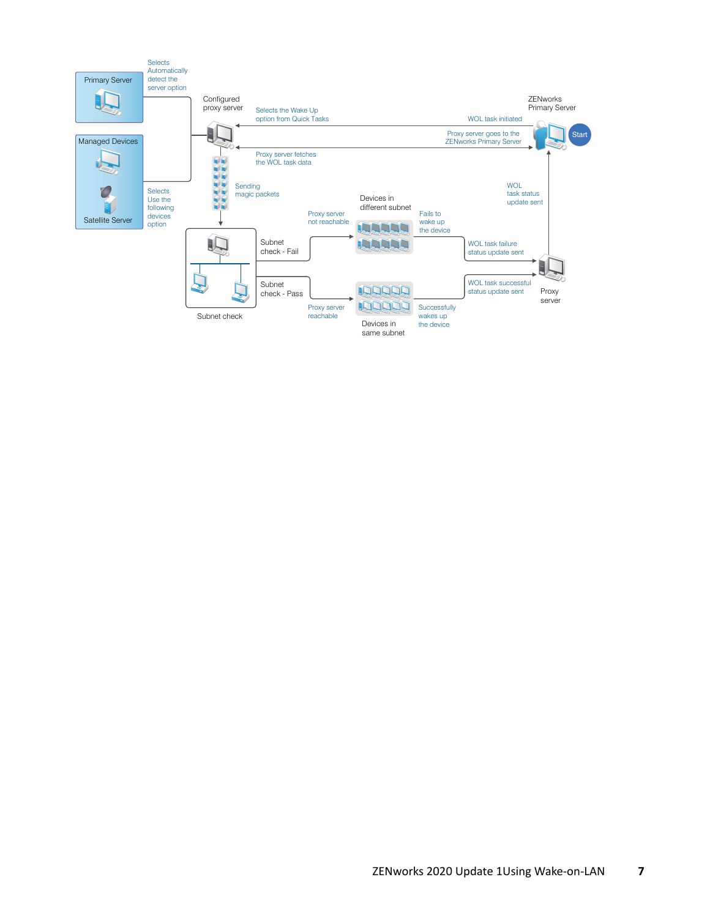Primary Server

Selects Automatically detect the server option

Managed Devices

Satellite Server

Selects Use the following devices option

Configured proxy server

Selects the Wake Up option from Quick Tasks

WOL task initiated

ZENworks Primary Server

Start

Proxy server goes to the ZENworks Primary Server

Proxy server fetches the WOL task data

Sending magic packets

WOL task status update sent

Devices in different subnet

Proxy server not reachable

Fails to wake up the device

Subnet check - Fail

WOL task failure status update sent

Subnet check - Pass

WOL task successful status update sent

Proxy server

Proxy server reachable

Successfully wakes up the device

Subnet check

Devices in same subnet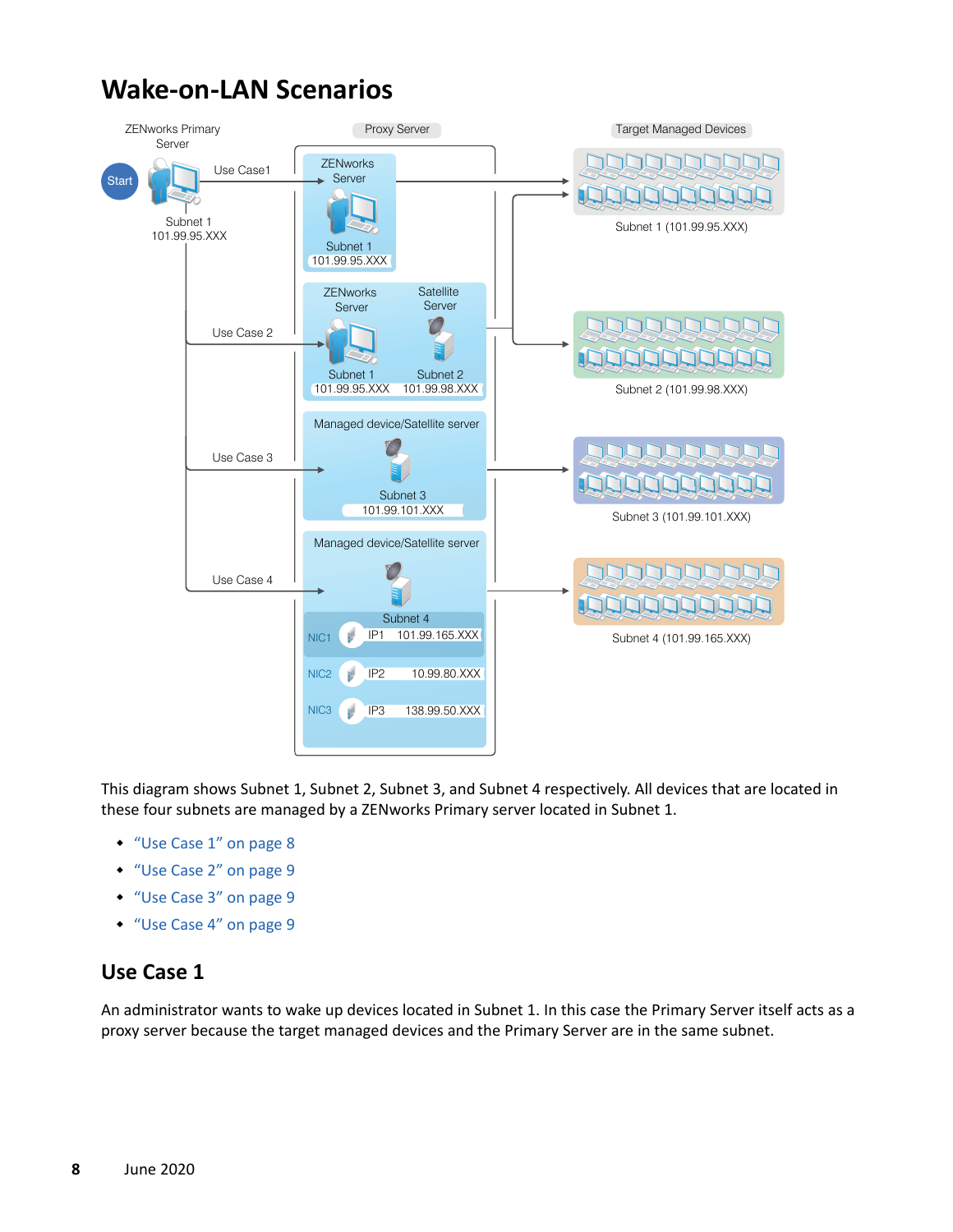# Wake-on-LAN Scenarios

This diagram shows Subnet 1, Subnet 2, Subnet 3, and Subnet 4 respectively. All devices that are located in these four subnets are managed by a ZENworks Primary server located in Subnet 1.

- "Use Case 1" on page 8
- "Use Case 2" on page 9
- "Use Case 3" on page 9
- "Use Case 4" on page 9

## Use Case 1

An administrator wants to wake up devices located in Subnet 1. In this case the Primary Server itself acts as a proxy server because the target managed devices and the Primary Server are in the same subnet.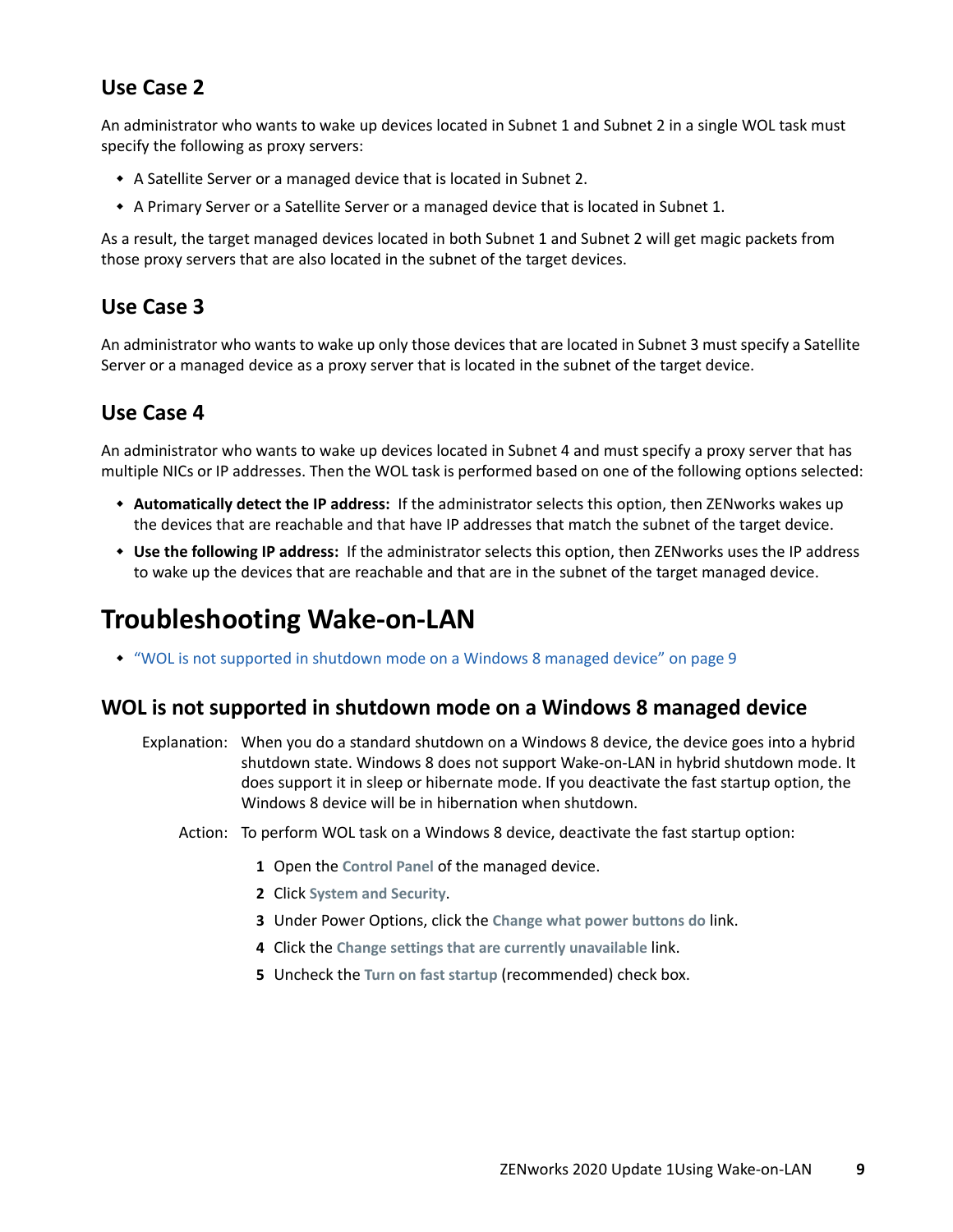### Use Case 2

An administrator who wants to wake up devices located in Subnet 1 and Subnet 2 in a single WOL task must specify the following as proxy servers:

- A Satellite Server or a managed device that is located in Subnet 2.
- A Primary Server or a Satellite Server or a managed device that is located in Subnet 1.

As a result, the target managed devices located in both Subnet 1 and Subnet 2 will get magic packets from those proxy servers that are also located in the subnet of the target devices.

### Use Case 3

An administrator who wants to wake up only those devices that are located in Subnet 3 must specify a Satellite Server or a managed device as a proxy server that is located in the subnet of the target device.

### Use Case 4

An administrator who wants to wake up devices located in Subnet 4 and must specify a proxy server that has multiple NICs or IP addresses. Then the WOL task is performed based on one of the following options selected:

- **Automatically detect the IP address:** If the administrator selects this option, then ZENworks wakes up the devices that are reachable and that have IP addresses that match the subnet of the target device.
- **Use the following IP address:** If the administrator selects this option, then ZENworks uses the IP address to wake up the devices that are reachable and that are in the subnet of the target managed device.

# Troubleshooting Wake-on-LAN

- "WOL is not supported in shutdown mode on a Windows 8 managed device" on page 9

## WOL is not supported in shutdown mode on a Windows 8 managed device

Explanation: When you do a standard shutdown on a Windows 8 device, the device goes into a hybrid shutdown state. Windows 8 does not support Wake-on-LAN in hybrid shutdown mode. It does support it in sleep or hibernate mode. If you deactivate the fast startup option, the Windows 8 device will be in hibernation when shutdown.

Action: To perform WOL task on a Windows 8 device, deactivate the fast startup option:

1. Open the **Control Panel** of the managed device.
2. Click **System and Security**.
3. Under Power Options, click the **Change what power buttons do** link.
4. Click the **Change settings that are currently unavailable** link.
5. Uncheck the **Turn on fast startup** (recommended) check box.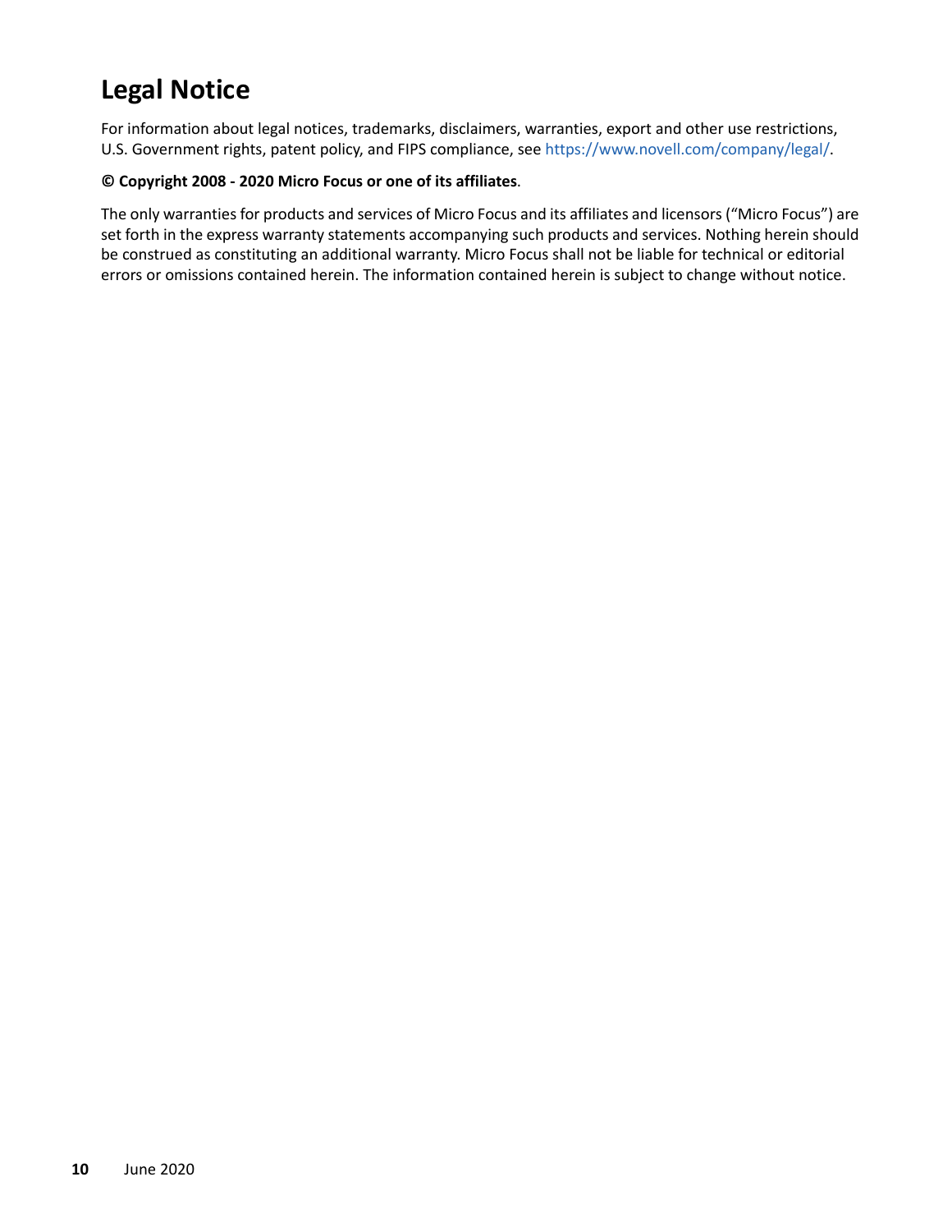# Legal Notice

For information about legal notices, trademarks, disclaimers, warranties, export and other use restrictions, U.S. Government rights, patent policy, and FIPS compliance, see https://www.novell.com/company/legal/.

**© Copyright 2008 - 2020 Micro Focus or one of its affiliates**.

The only warranties for products and services of Micro Focus and its affiliates and licensors ("Micro Focus") are set forth in the express warranty statements accompanying such products and services. Nothing herein should be construed as constituting an additional warranty. Micro Focus shall not be liable for technical or editorial errors or omissions contained herein. The information contained herein is subject to change without notice.